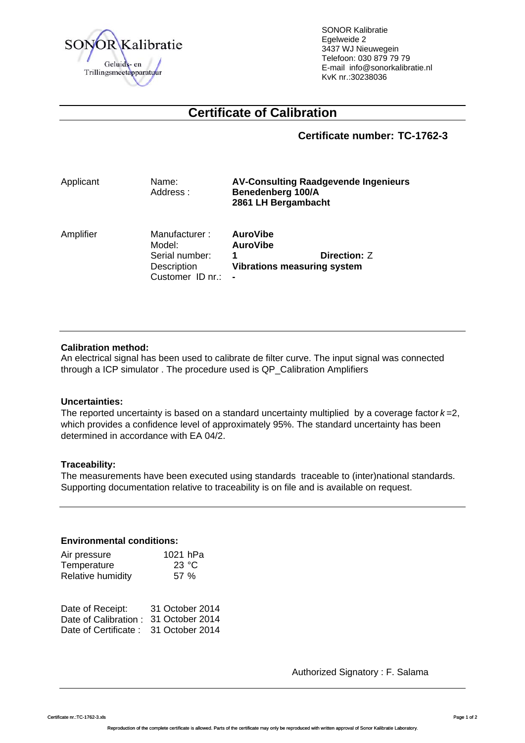SONOR Kalibratie

Geluids- en Trillingsmeetapparatuur

SONOR Kalibratie
Egelweide 2
3437 WJ Nieuwegein
Telefoon: 030 879 79 79
E-mail info@sonorkalibratie.nl
KvK nr.:30238036

# Certificate of Calibration

## Certificate number: TC-1762-3

| | | |
|---|---|---|
| Applicant | Name: | **AV-Consulting Raadgevende Ingenieurs** |
| | Address : | **Benedenberg 100/A** |
| | | **2861 LH Bergambacht** |
| Amplifier | Manufacturer : | **AuroVibe** |
| | Model: | **AuroVibe** |
| | Serial number: | **1** **Direction:** Z |
| | Description | **Vibrations measuring system** |
| | Customer ID nr.: | **-** |

**Calibration method:**
An electrical signal has been used to calibrate de filter curve. The input signal was connected through a ICP simulator . The procedure used is QP_Calibration Amplifiers

**Uncertainties:**
The reported uncertainty is based on a standard uncertainty multiplied by a coverage factor $k=2$, which provides a confidence level of approximately 95%. The standard uncertainty has been determined in accordance with EA 04/2.

**Traceability:**
The measurements have been executed using standards traceable to (inter)national standards. Supporting documentation relative to traceability is on file and is available on request.

**Environmental conditions:**

| | |
|---|---|
| Air pressure | 1021 hPa |
| Temperature | 23 °C |
| Relative humidity | 57 % |

| | |
|---|---|
| Date of Receipt: | 31 October 2014 |
| Date of Calibration : | 31 October 2014 |
| Date of Certificate : | 31 October 2014 |

Authorized Signatory : F. Salama

Certificate nr.:TC-1762-3.xls

Reproduction of the complete certificate is allowed. Parts of the certificate may only be reproduced with written approval of Sonor Kalibratie Laboratory.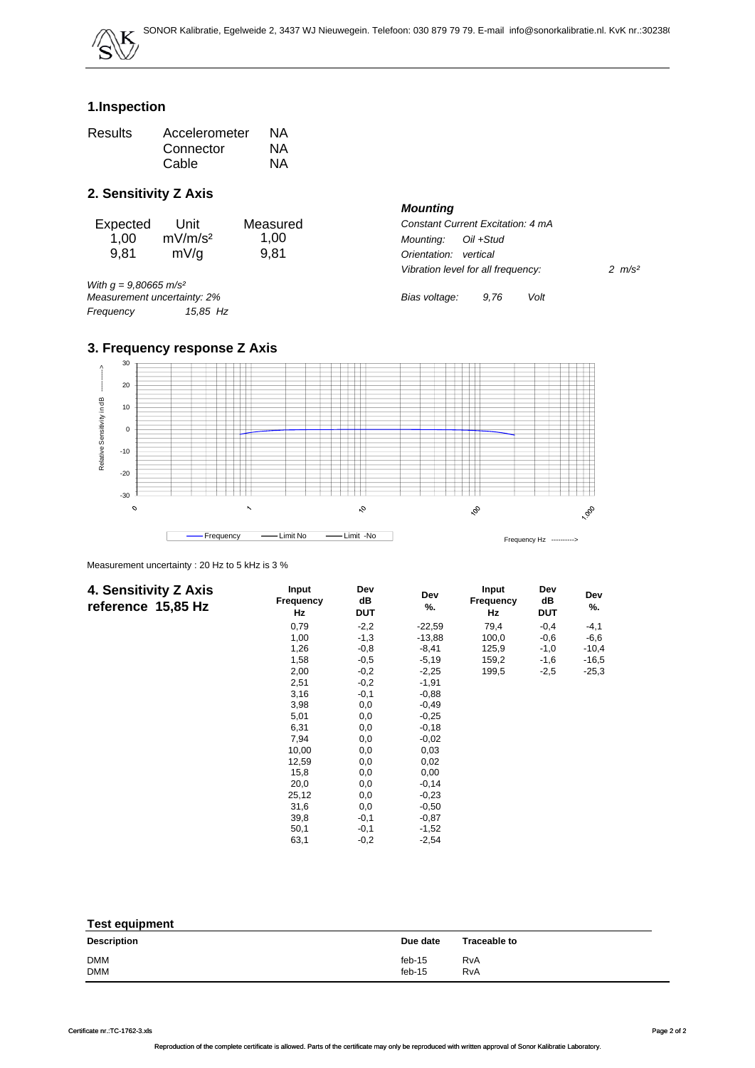## 1.Inspection

| Results | Accelerometer | NA |
|---|---|---|
| | Connector | NA |
| | Cable | NA |

## 2. Sensitivity Z Axis

| Expected | Unit | Measured |
|---|---|---|
| 1,00 | mV/m/s² | 1,00 |
| 9,81 | mV/g | 9,81 |

*With g = 9,80665 m/s²*
*Measurement uncertainty: 2%*
*Frequency 15,85 Hz*

***Mounting***

*Constant Current Excitation: 4 mA*
*Mounting: Oil +Stud*
*Orientation: vertical*
*Vibration level for all frequency: 2 m/s²*

*Bias voltage: 9,76 Volt*

## 3. Frequency response Z Axis

Relative Sensitivity in dB ------->

30
20
10
0
-10
-20
-30

0
1
10
100
1,000

Frequency
Limit No
Limit -No

Frequency Hz ---------->

Measurement uncertainty : 20 Hz to 5 kHz is 3 %

## 4. Sensitivity Z Axis reference 15,85 Hz

| Input Frequency Hz | Dev dB DUT | Dev %. | Input Frequency Hz | Dev dB DUT | Dev %. |
|---|---|---|---|---|---|
| 0,79 | -2,2 | -22,59 | 79,4 | -0,4 | -4,1 |
| 1,00 | -1,3 | -13,88 | 100,0 | -0,6 | -6,6 |
| 1,26 | -0,8 | -8,41 | 125,9 | -1,0 | -10,4 |
| 1,58 | -0,5 | -5,19 | 159,2 | -1,6 | -16,5 |
| 2,00 | -0,2 | -2,25 | 199,5 | -2,5 | -25,3 |
| 2,51 | -0,2 | -1,91 | | | |
| 3,16 | -0,1 | -0,88 | | | |
| 3,98 | 0,0 | -0,49 | | | |
| 5,01 | 0,0 | -0,25 | | | |
| 6,31 | 0,0 | -0,18 | | | |
| 7,94 | 0,0 | -0,02 | | | |
| 10,00 | 0,0 | 0,03 | | | |
| 12,59 | 0,0 | 0,02 | | | |
| 15,8 | 0,0 | 0,00 | | | |
| 20,0 | 0,0 | -0,14 | | | |
| 25,12 | 0,0 | -0,23 | | | |
| 31,6 | 0,0 | -0,50 | | | |
| 39,8 | -0,1 | -0,87 | | | |
| 50,1 | -0,1 | -1,52 | | | |
| 63,1 | -0,2 | -2,54 | | | |

### Test equipment

| Description | Due date | Traceable to |
|---|---|---|
| DMM | feb-15 | RvA |
| DMM | feb-15 | RvA |

Certificate nr.:TC-1762-3.xls

Reproduction of the complete certificate is allowed. Parts of the certificate may only be reproduced with written approval of Sonor Kalibratie Laboratory.